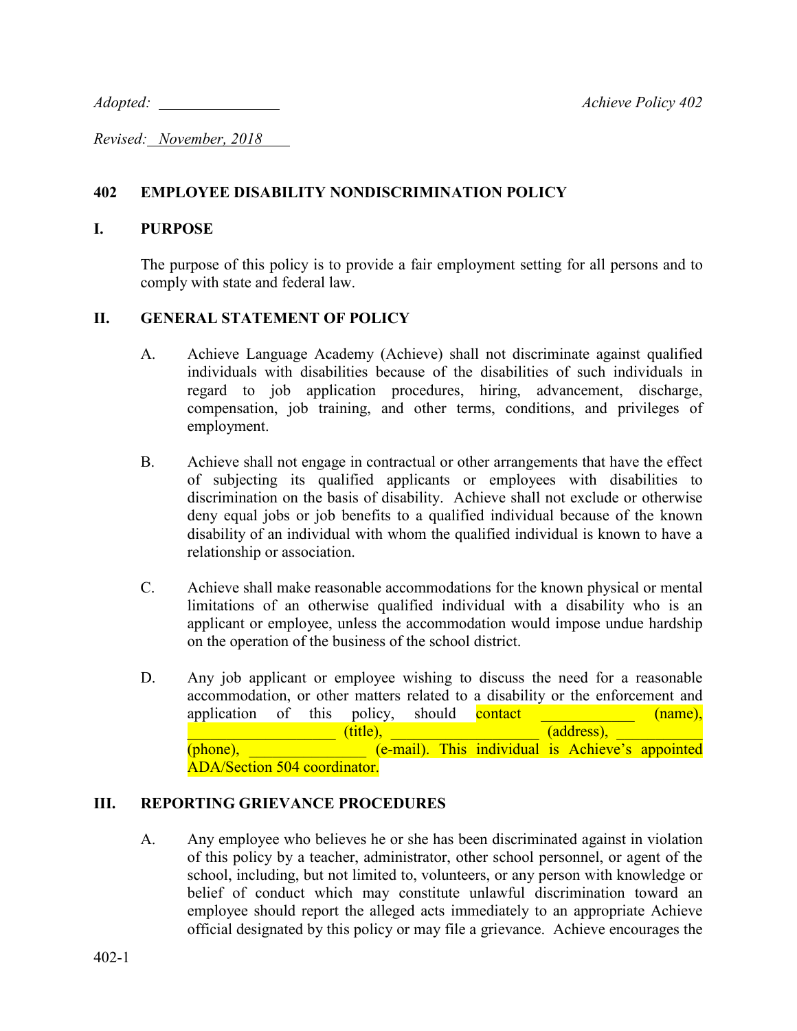*Adopted:* \_\_\_\_\_\_\_\_\_\_\_\_\_\_\_\_ *Achieve Policy 402*

*Revised: November, 2018*

## 402 EMPLOYEE DISABILITY NONDISCRIMINATION POLICY

### I. PURPOSE

The purpose of this policy is to provide a fair employment setting for all persons and to comply with state and federal law.

### II. GENERAL STATEMENT OF POLICY

A. Achieve Language Academy (Achieve) shall not discriminate against qualified individuals with disabilities because of the disabilities of such individuals in regard to job application procedures, hiring, advancement, discharge, compensation, job training, and other terms, conditions, and privileges of employment.

B. Achieve shall not engage in contractual or other arrangements that have the effect of subjecting its qualified applicants or employees with disabilities to discrimination on the basis of disability. Achieve shall not exclude or otherwise deny equal jobs or job benefits to a qualified individual because of the known disability of an individual with whom the qualified individual is known to have a relationship or association.

C. Achieve shall make reasonable accommodations for the known physical or mental limitations of an otherwise qualified individual with a disability who is an applicant or employee, unless the accommodation would impose undue hardship on the operation of the business of the school district.

D. Any job applicant or employee wishing to discuss the need for a reasonable accommodation, or other matters related to a disability or the enforcement and application of this policy, should contact \_\_\_\_\_\_\_\_\_\_\_\_ (name), \_\_\_\_\_\_\_\_\_\_\_\_\_\_\_\_\_\_\_ (title), \_\_\_\_\_\_\_\_\_\_\_\_\_\_\_\_\_\_\_ (address), \_\_\_\_\_\_\_\_\_\_\_ (phone), \_\_\_\_\_\_\_\_\_\_\_\_\_\_\_ (e-mail). This individual is Achieve's appointed ADA/Section 504 coordinator.

### III. REPORTING GRIEVANCE PROCEDURES

A. Any employee who believes he or she has been discriminated against in violation of this policy by a teacher, administrator, other school personnel, or agent of the school, including, but not limited to, volunteers, or any person with knowledge or belief of conduct which may constitute unlawful discrimination toward an employee should report the alleged acts immediately to an appropriate Achieve official designated by this policy or may file a grievance. Achieve encourages the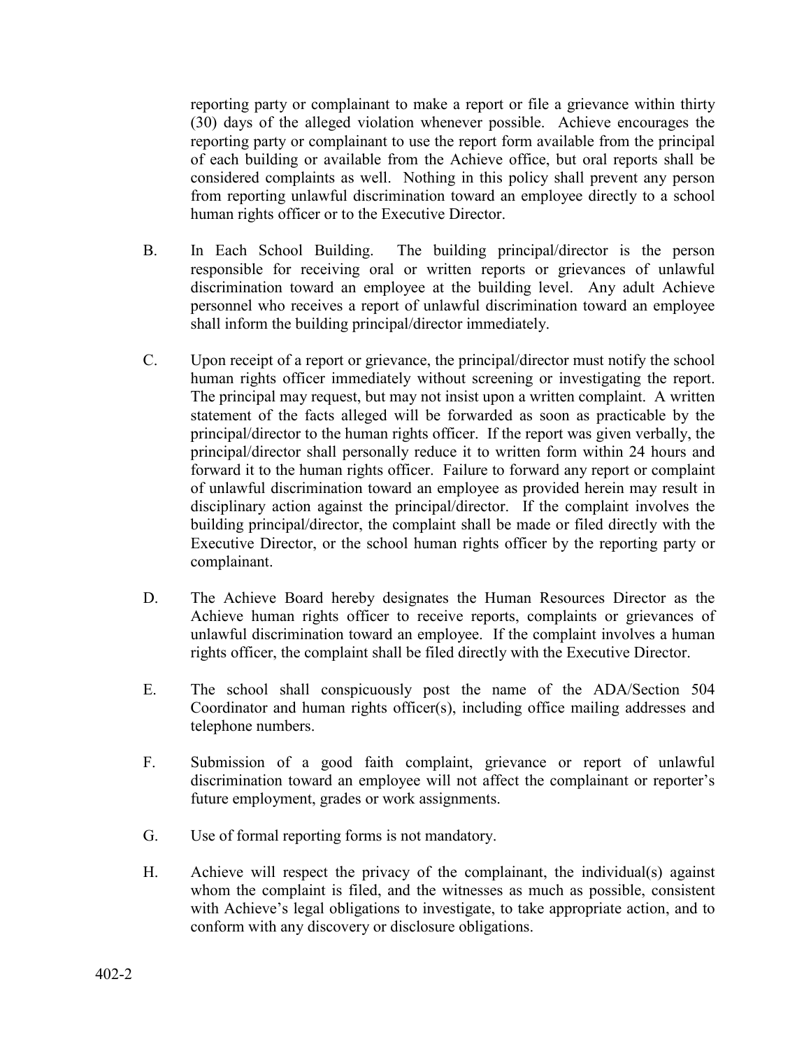reporting party or complainant to make a report or file a grievance within thirty (30) days of the alleged violation whenever possible. Achieve encourages the reporting party or complainant to use the report form available from the principal of each building or available from the Achieve office, but oral reports shall be considered complaints as well. Nothing in this policy shall prevent any person from reporting unlawful discrimination toward an employee directly to a school human rights officer or to the Executive Director.

B. In Each School Building. The building principal/director is the person responsible for receiving oral or written reports or grievances of unlawful discrimination toward an employee at the building level. Any adult Achieve personnel who receives a report of unlawful discrimination toward an employee shall inform the building principal/director immediately.

C. Upon receipt of a report or grievance, the principal/director must notify the school human rights officer immediately without screening or investigating the report. The principal may request, but may not insist upon a written complaint. A written statement of the facts alleged will be forwarded as soon as practicable by the principal/director to the human rights officer. If the report was given verbally, the principal/director shall personally reduce it to written form within 24 hours and forward it to the human rights officer. Failure to forward any report or complaint of unlawful discrimination toward an employee as provided herein may result in disciplinary action against the principal/director. If the complaint involves the building principal/director, the complaint shall be made or filed directly with the Executive Director, or the school human rights officer by the reporting party or complainant.

D. The Achieve Board hereby designates the Human Resources Director as the Achieve human rights officer to receive reports, complaints or grievances of unlawful discrimination toward an employee. If the complaint involves a human rights officer, the complaint shall be filed directly with the Executive Director.

E. The school shall conspicuously post the name of the ADA/Section 504 Coordinator and human rights officer(s), including office mailing addresses and telephone numbers.

F. Submission of a good faith complaint, grievance or report of unlawful discrimination toward an employee will not affect the complainant or reporter's future employment, grades or work assignments.

G. Use of formal reporting forms is not mandatory.

H. Achieve will respect the privacy of the complainant, the individual(s) against whom the complaint is filed, and the witnesses as much as possible, consistent with Achieve's legal obligations to investigate, to take appropriate action, and to conform with any discovery or disclosure obligations.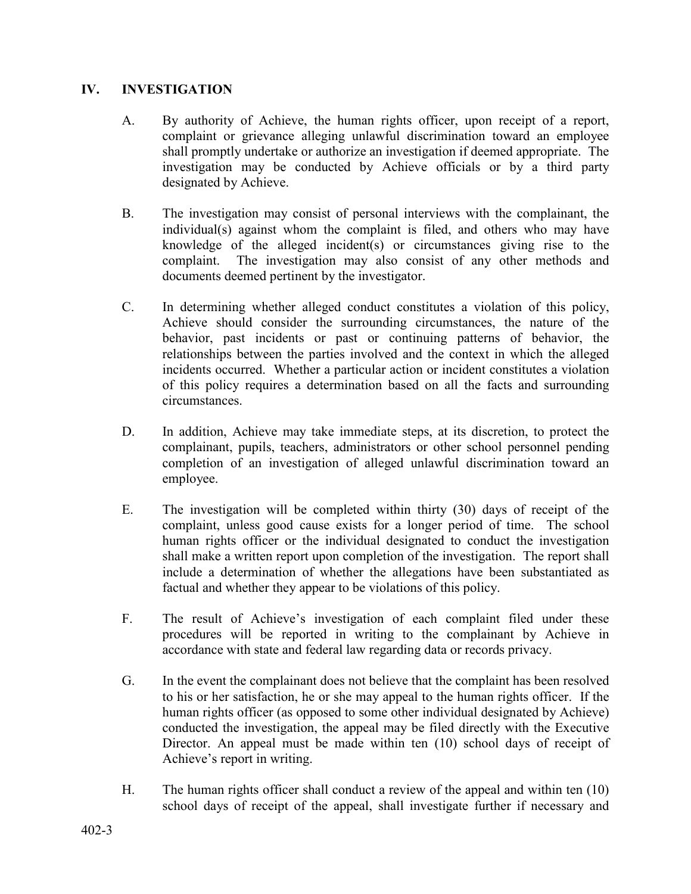## IV. INVESTIGATION

A. By authority of Achieve, the human rights officer, upon receipt of a report, complaint or grievance alleging unlawful discrimination toward an employee shall promptly undertake or authorize an investigation if deemed appropriate. The investigation may be conducted by Achieve officials or by a third party designated by Achieve.

B. The investigation may consist of personal interviews with the complainant, the individual(s) against whom the complaint is filed, and others who may have knowledge of the alleged incident(s) or circumstances giving rise to the complaint. The investigation may also consist of any other methods and documents deemed pertinent by the investigator.

C. In determining whether alleged conduct constitutes a violation of this policy, Achieve should consider the surrounding circumstances, the nature of the behavior, past incidents or past or continuing patterns of behavior, the relationships between the parties involved and the context in which the alleged incidents occurred. Whether a particular action or incident constitutes a violation of this policy requires a determination based on all the facts and surrounding circumstances.

D. In addition, Achieve may take immediate steps, at its discretion, to protect the complainant, pupils, teachers, administrators or other school personnel pending completion of an investigation of alleged unlawful discrimination toward an employee.

E. The investigation will be completed within thirty (30) days of receipt of the complaint, unless good cause exists for a longer period of time. The school human rights officer or the individual designated to conduct the investigation shall make a written report upon completion of the investigation. The report shall include a determination of whether the allegations have been substantiated as factual and whether they appear to be violations of this policy.

F. The result of Achieve's investigation of each complaint filed under these procedures will be reported in writing to the complainant by Achieve in accordance with state and federal law regarding data or records privacy.

G. In the event the complainant does not believe that the complaint has been resolved to his or her satisfaction, he or she may appeal to the human rights officer. If the human rights officer (as opposed to some other individual designated by Achieve) conducted the investigation, the appeal may be filed directly with the Executive Director. An appeal must be made within ten (10) school days of receipt of Achieve's report in writing.

H. The human rights officer shall conduct a review of the appeal and within ten (10) school days of receipt of the appeal, shall investigate further if necessary and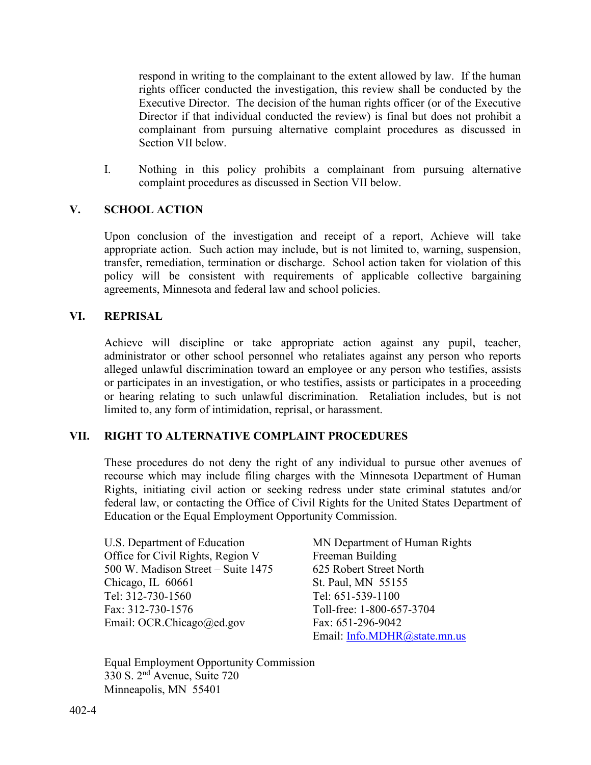respond in writing to the complainant to the extent allowed by law. If the human rights officer conducted the investigation, this review shall be conducted by the Executive Director. The decision of the human rights officer (or of the Executive Director if that individual conducted the review) is final but does not prohibit a complainant from pursuing alternative complaint procedures as discussed in Section VII below.

I. Nothing in this policy prohibits a complainant from pursuing alternative complaint procedures as discussed in Section VII below.

## V. SCHOOL ACTION

Upon conclusion of the investigation and receipt of a report, Achieve will take appropriate action. Such action may include, but is not limited to, warning, suspension, transfer, remediation, termination or discharge. School action taken for violation of this policy will be consistent with requirements of applicable collective bargaining agreements, Minnesota and federal law and school policies.

## VI. REPRISAL

Achieve will discipline or take appropriate action against any pupil, teacher, administrator or other school personnel who retaliates against any person who reports alleged unlawful discrimination toward an employee or any person who testifies, assists or participates in an investigation, or who testifies, assists or participates in a proceeding or hearing relating to such unlawful discrimination. Retaliation includes, but is not limited to, any form of intimidation, reprisal, or harassment.

## VII. RIGHT TO ALTERNATIVE COMPLAINT PROCEDURES

These procedures do not deny the right of any individual to pursue other avenues of recourse which may include filing charges with the Minnesota Department of Human Rights, initiating civil action or seeking redress under state criminal statutes and/or federal law, or contacting the Office of Civil Rights for the United States Department of Education or the Equal Employment Opportunity Commission.

U.S. Department of Education
Office for Civil Rights, Region V
500 W. Madison Street – Suite 1475
Chicago, IL 60661
Tel: 312-730-1560
Fax: 312-730-1576
Email: OCR.Chicago@ed.gov

MN Department of Human Rights
Freeman Building
625 Robert Street North
St. Paul, MN 55155
Tel: 651-539-1100
Toll-free: 1-800-657-3704
Fax: 651-296-9042
Email: Info.MDHR@state.mn.us

Equal Employment Opportunity Commission
330 S. 2nd Avenue, Suite 720
Minneapolis, MN 55401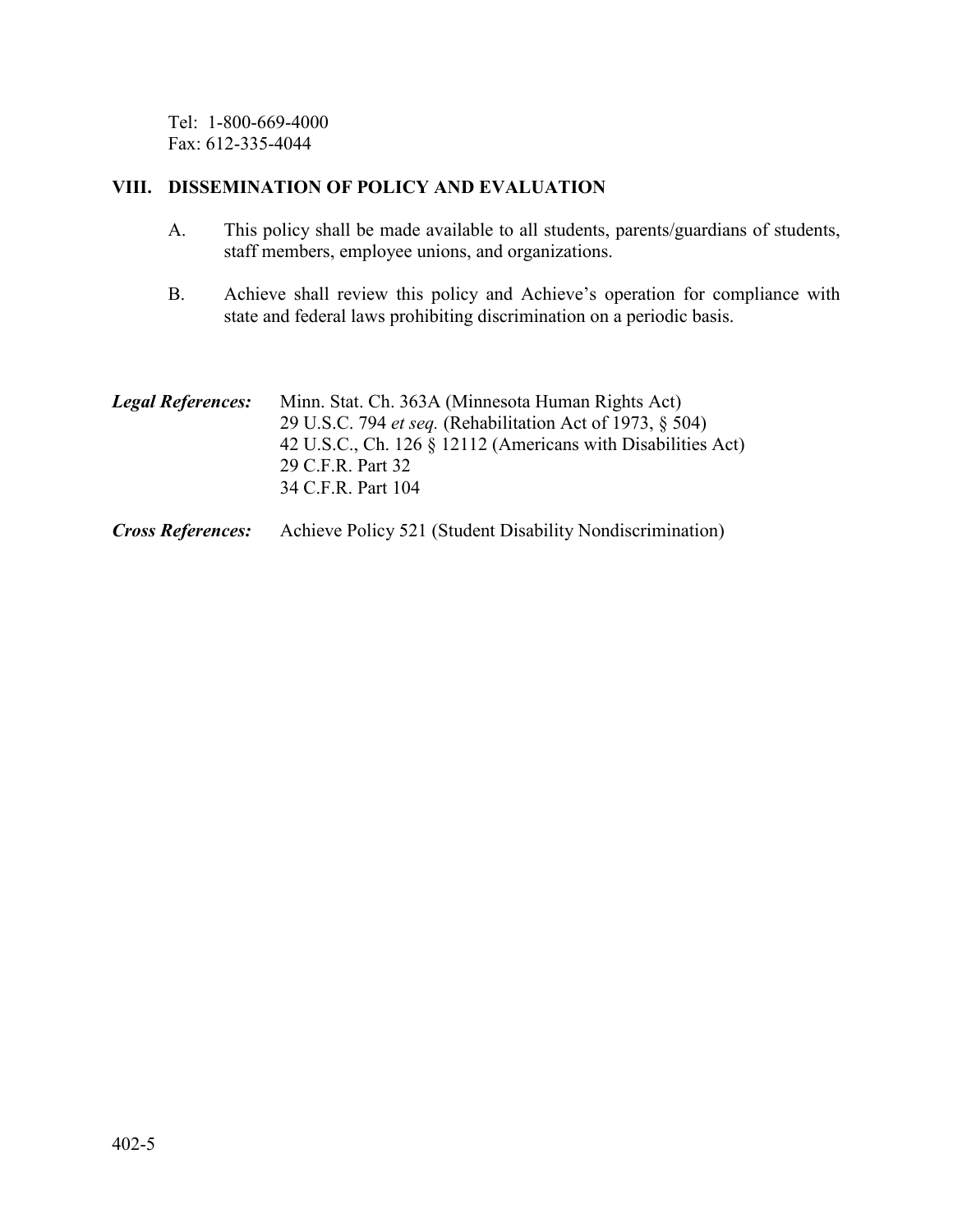Tel: 1-800-669-4000
Fax: 612-335-4044

## VIII. DISSEMINATION OF POLICY AND EVALUATION

A. This policy shall be made available to all students, parents/guardians of students, staff members, employee unions, and organizations.

B. Achieve shall review this policy and Achieve's operation for compliance with state and federal laws prohibiting discrimination on a periodic basis.

***Legal References:*** Minn. Stat. Ch. 363A (Minnesota Human Rights Act)
29 U.S.C. 794 *et seq.* (Rehabilitation Act of 1973, § 504)
42 U.S.C., Ch. 126 § 12112 (Americans with Disabilities Act)
29 C.F.R. Part 32
34 C.F.R. Part 104

***Cross References:*** Achieve Policy 521 (Student Disability Nondiscrimination)